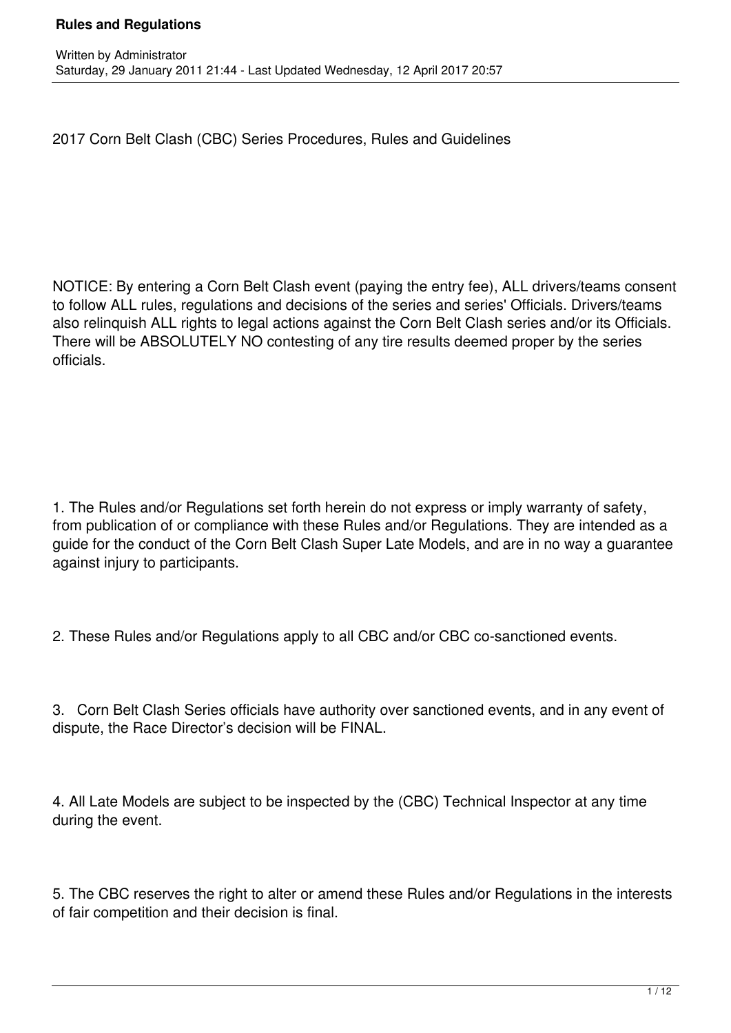# 2017 Corn Belt Clash (CBC) Series Procedures, Rules and Guidelines

NOTICE: By entering a Corn Belt Clash event (paying the entry fee), ALL drivers/teams consent to follow ALL rules, regulations and decisions of the series and series' Officials. Drivers/teams also relinquish ALL rights to legal actions against the Corn Belt Clash series and/or its Officials. There will be ABSOLUTELY NO contesting of any tire results deemed proper by the series officials.

1. The Rules and/or Regulations set forth herein do not express or imply warranty of safety, from publication of or compliance with these Rules and/or Regulations. They are intended as a guide for the conduct of the Corn Belt Clash Super Late Models, and are in no way a guarantee against injury to participants.

2. These Rules and/or Regulations apply to all CBC and/or CBC co-sanctioned events.

3. Corn Belt Clash Series officials have authority over sanctioned events, and in any event of dispute, the Race Director's decision will be FINAL.

4. All Late Models are subject to be inspected by the (CBC) Technical Inspector at any time during the event.

5. The CBC reserves the right to alter or amend these Rules and/or Regulations in the interests of fair competition and their decision is final.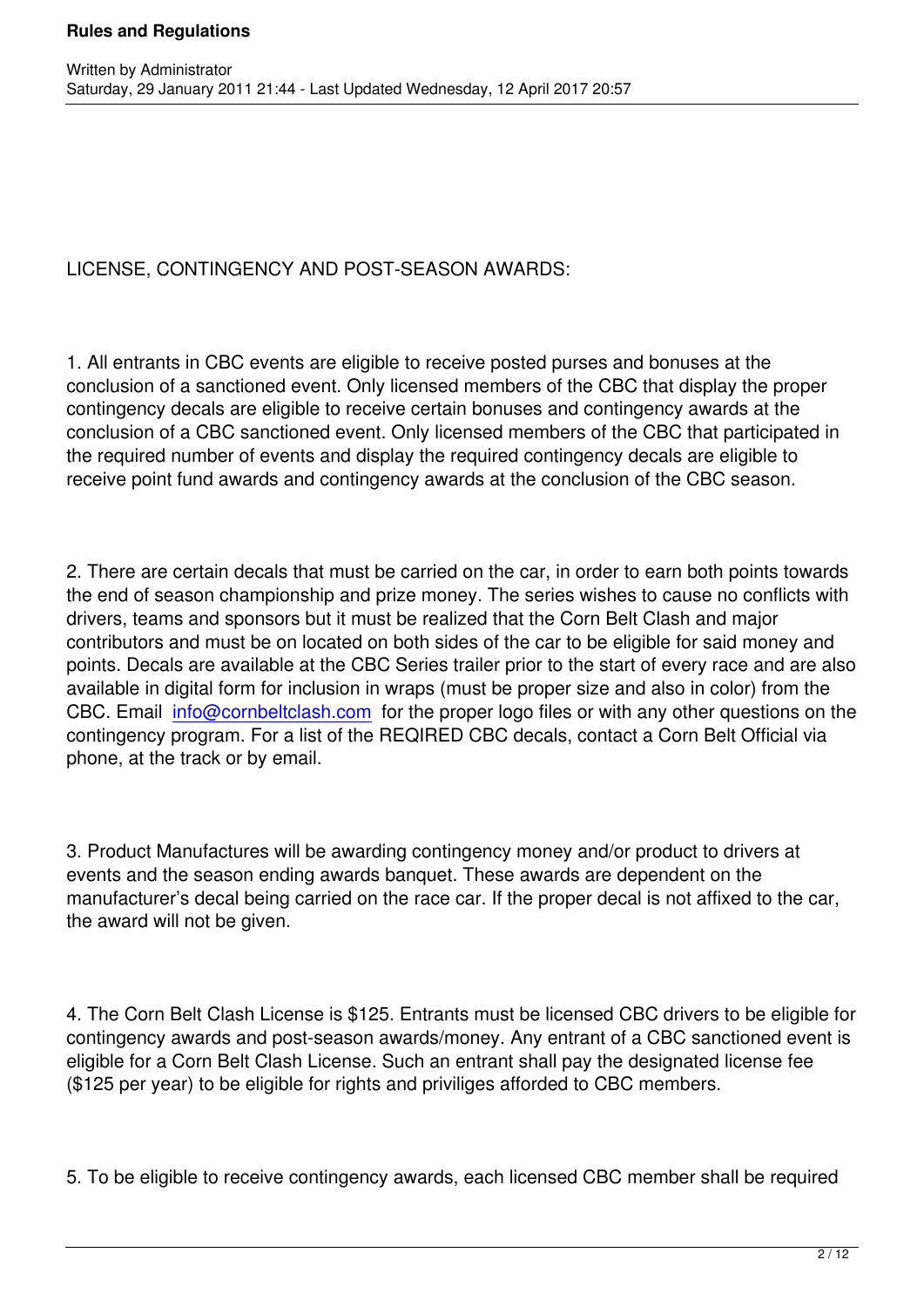LICENSE, CONTINGENCY AND POST-SEASON AWARDS:

1. All entrants in CBC events are eligible to receive posted purses and bonuses at the conclusion of a sanctioned event. Only licensed members of the CBC that display the proper contingency decals are eligible to receive certain bonuses and contingency awards at the conclusion of a CBC sanctioned event. Only licensed members of the CBC that participated in the required number of events and display the required contingency decals are eligible to receive point fund awards and contingency awards at the conclusion of the CBC season.

2. There are certain decals that must be carried on the car, in order to earn both points towards the end of season championship and prize money. The series wishes to cause no conflicts with drivers, teams and sponsors but it must be realized that the Corn Belt Clash and major contributors and must be on located on both sides of the car to be eligible for said money and points. Decals are available at the CBC Series trailer prior to the start of every race and are also available in digital form for inclusion in wraps (must be proper size and also in color) from the CBC. Email info@cornbeltclash.com for the proper logo files or with any other questions on the contingency program. For a list of the REQIRED CBC decals, contact a Corn Belt Official via phone, at the track or by email.

3. Product Manufactures will be awarding contingency money and/or product to drivers at events and the season ending awards banquet. These awards are dependent on the manufacturer's decal being carried on the race car. If the proper decal is not affixed to the car, the award will not be given.

4. The Corn Belt Clash License is $125. Entrants must be licensed CBC drivers to be eligible for contingency awards and post-season awards/money. Any entrant of a CBC sanctioned event is eligible for a Corn Belt Clash License. Such an entrant shall pay the designated license fee ($125 per year) to be eligible for rights and priviliges afforded to CBC members.

5. To be eligible to receive contingency awards, each licensed CBC member shall be required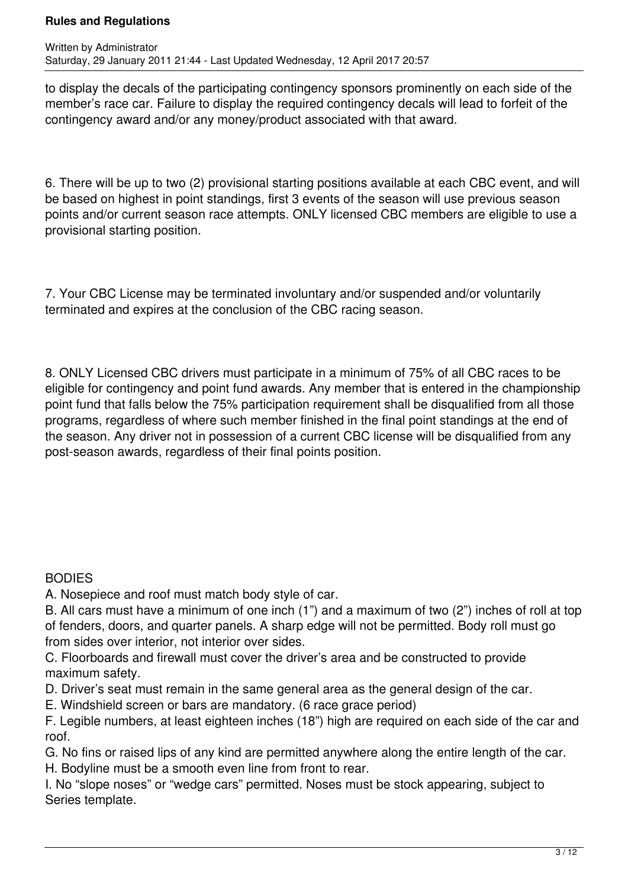to display the decals of the participating contingency sponsors prominently on each side of the member's race car. Failure to display the required contingency decals will lead to forfeit of the contingency award and/or any money/product associated with that award.

6. There will be up to two (2) provisional starting positions available at each CBC event, and will be based on highest in point standings, first 3 events of the season will use previous season points and/or current season race attempts. ONLY licensed CBC members are eligible to use a provisional starting position.

7. Your CBC License may be terminated involuntary and/or suspended and/or voluntarily terminated and expires at the conclusion of the CBC racing season.

8. ONLY Licensed CBC drivers must participate in a minimum of 75% of all CBC races to be eligible for contingency and point fund awards. Any member that is entered in the championship point fund that falls below the 75% participation requirement shall be disqualified from all those programs, regardless of where such member finished in the final point standings at the end of the season. Any driver not in possession of a current CBC license will be disqualified from any post-season awards, regardless of their final points position.

BODIES

A. Nosepiece and roof must match body style of car.

B. All cars must have a minimum of one inch (1") and a maximum of two (2") inches of roll at top of fenders, doors, and quarter panels. A sharp edge will not be permitted. Body roll must go from sides over interior, not interior over sides.

C. Floorboards and firewall must cover the driver's area and be constructed to provide maximum safety.

D. Driver's seat must remain in the same general area as the general design of the car.

E. Windshield screen or bars are mandatory. (6 race grace period)

F. Legible numbers, at least eighteen inches (18") high are required on each side of the car and roof.

G. No fins or raised lips of any kind are permitted anywhere along the entire length of the car.

H. Bodyline must be a smooth even line from front to rear.

I. No "slope noses" or "wedge cars" permitted. Noses must be stock appearing, subject to Series template.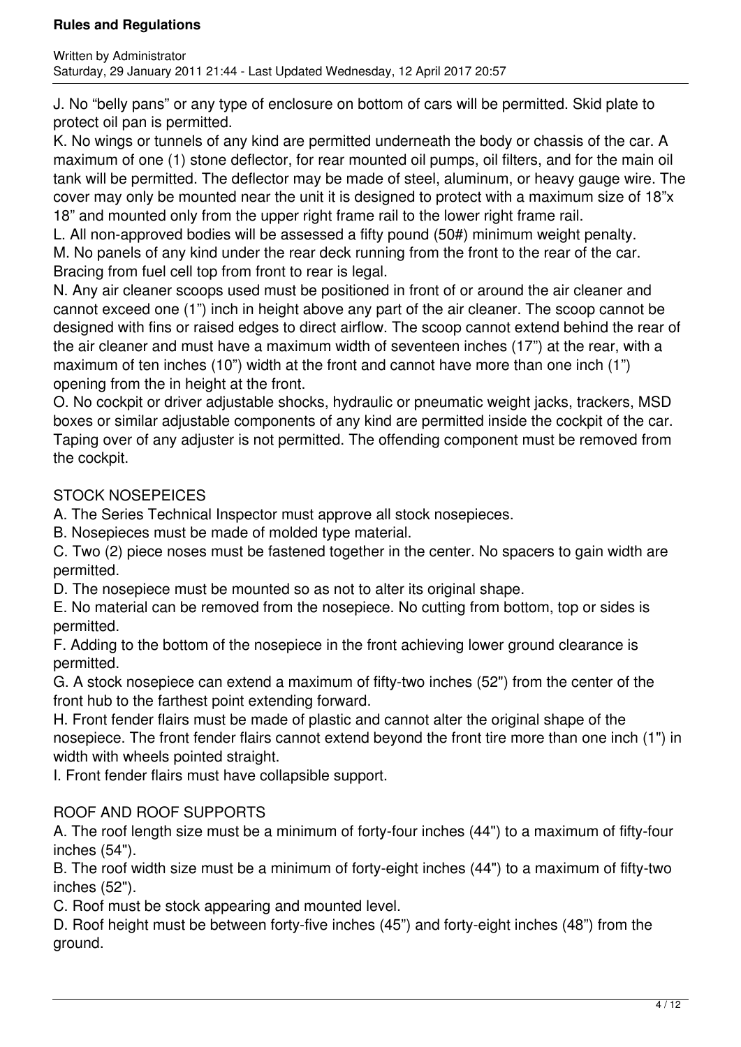J. No “belly pans” or any type of enclosure on bottom of cars will be permitted. Skid plate to protect oil pan is permitted.

K. No wings or tunnels of any kind are permitted underneath the body or chassis of the car. A maximum of one (1) stone deflector, for rear mounted oil pumps, oil filters, and for the main oil tank will be permitted. The deflector may be made of steel, aluminum, or heavy gauge wire. The cover may only be mounted near the unit it is designed to protect with a maximum size of 18”x 18” and mounted only from the upper right frame rail to the lower right frame rail.

L. All non-approved bodies will be assessed a fifty pound (50#) minimum weight penalty.

M. No panels of any kind under the rear deck running from the front to the rear of the car. Bracing from fuel cell top from front to rear is legal.

N. Any air cleaner scoops used must be positioned in front of or around the air cleaner and cannot exceed one (1”) inch in height above any part of the air cleaner. The scoop cannot be designed with fins or raised edges to direct airflow. The scoop cannot extend behind the rear of the air cleaner and must have a maximum width of seventeen inches (17”) at the rear, with a maximum of ten inches (10”) width at the front and cannot have more than one inch (1”) opening from the in height at the front.

O. No cockpit or driver adjustable shocks, hydraulic or pneumatic weight jacks, trackers, MSD boxes or similar adjustable components of any kind are permitted inside the cockpit of the car. Taping over of any adjuster is not permitted. The offending component must be removed from the cockpit.

## STOCK NOSEPEICES

A. The Series Technical Inspector must approve all stock nosepieces.

B. Nosepieces must be made of molded type material.

C. Two (2) piece noses must be fastened together in the center. No spacers to gain width are permitted.

D. The nosepiece must be mounted so as not to alter its original shape.

E. No material can be removed from the nosepiece. No cutting from bottom, top or sides is permitted.

F. Adding to the bottom of the nosepiece in the front achieving lower ground clearance is permitted.

G. A stock nosepiece can extend a maximum of fifty-two inches (52") from the center of the front hub to the farthest point extending forward.

H. Front fender flairs must be made of plastic and cannot alter the original shape of the nosepiece. The front fender flairs cannot extend beyond the front tire more than one inch (1") in width with wheels pointed straight.

I. Front fender flairs must have collapsible support.

## ROOF AND ROOF SUPPORTS

A. The roof length size must be a minimum of forty-four inches (44") to a maximum of fifty-four inches (54").

B. The roof width size must be a minimum of forty-eight inches (44") to a maximum of fifty-two inches (52").

C. Roof must be stock appearing and mounted level.

D. Roof height must be between forty-five inches (45”) and forty-eight inches (48”) from the ground.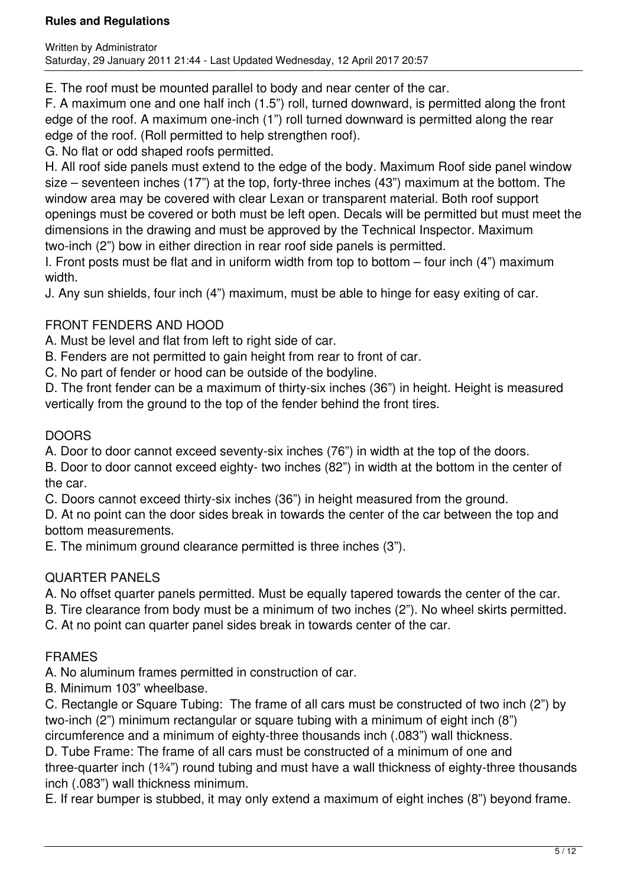E. The roof must be mounted parallel to body and near center of the car.

F. A maximum one and one half inch (1.5") roll, turned downward, is permitted along the front edge of the roof. A maximum one-inch (1") roll turned downward is permitted along the rear edge of the roof. (Roll permitted to help strengthen roof).

G. No flat or odd shaped roofs permitted.

H. All roof side panels must extend to the edge of the body. Maximum Roof side panel window size – seventeen inches (17") at the top, forty-three inches (43") maximum at the bottom. The window area may be covered with clear Lexan or transparent material. Both roof support openings must be covered or both must be left open. Decals will be permitted but must meet the dimensions in the drawing and must be approved by the Technical Inspector. Maximum two-inch (2") bow in either direction in rear roof side panels is permitted.

I. Front posts must be flat and in uniform width from top to bottom – four inch (4") maximum width.

J. Any sun shields, four inch (4") maximum, must be able to hinge for easy exiting of car.

## FRONT FENDERS AND HOOD

A. Must be level and flat from left to right side of car.

B. Fenders are not permitted to gain height from rear to front of car.

C. No part of fender or hood can be outside of the bodyline.

D. The front fender can be a maximum of thirty-six inches (36") in height. Height is measured vertically from the ground to the top of the fender behind the front tires.

## DOORS

A. Door to door cannot exceed seventy-six inches (76") in width at the top of the doors.

B. Door to door cannot exceed eighty- two inches (82") in width at the bottom in the center of the car.

C. Doors cannot exceed thirty-six inches (36") in height measured from the ground.

D. At no point can the door sides break in towards the center of the car between the top and bottom measurements.

E. The minimum ground clearance permitted is three inches (3").

## QUARTER PANELS

A. No offset quarter panels permitted. Must be equally tapered towards the center of the car.

B. Tire clearance from body must be a minimum of two inches (2"). No wheel skirts permitted.

C. At no point can quarter panel sides break in towards center of the car.

## FRAMES

A. No aluminum frames permitted in construction of car.

B. Minimum 103" wheelbase.

C. Rectangle or Square Tubing: The frame of all cars must be constructed of two inch (2") by two-inch (2") minimum rectangular or square tubing with a minimum of eight inch (8") circumference and a minimum of eighty-three thousands inch (.083") wall thickness.

D. Tube Frame: The frame of all cars must be constructed of a minimum of one and three-quarter inch (1¾") round tubing and must have a wall thickness of eighty-three thousands inch (.083") wall thickness minimum.

E. If rear bumper is stubbed, it may only extend a maximum of eight inches (8") beyond frame.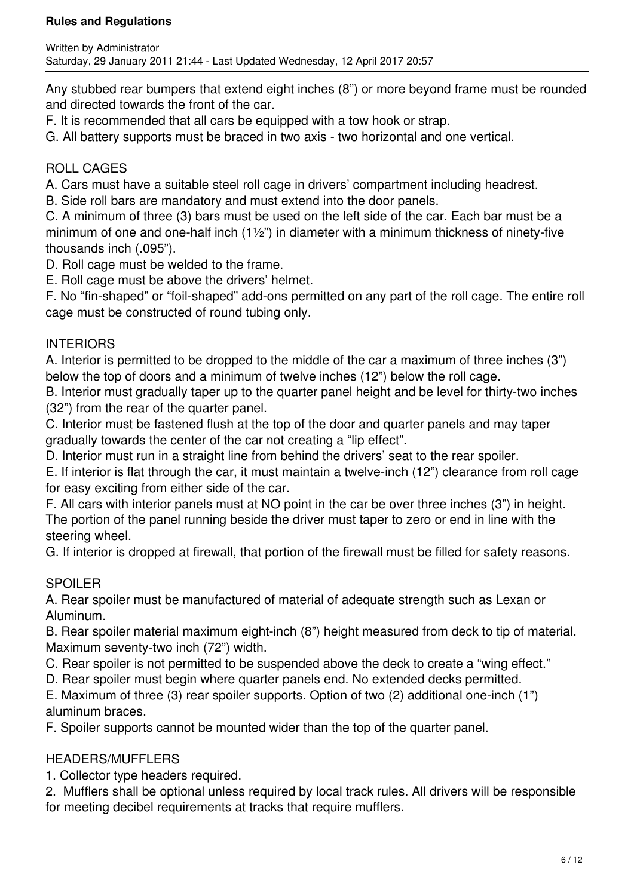Any stubbed rear bumpers that extend eight inches (8”) or more beyond frame must be rounded and directed towards the front of the car.

F. It is recommended that all cars be equipped with a tow hook or strap.

G. All battery supports must be braced in two axis - two horizontal and one vertical.

## ROLL CAGES

A. Cars must have a suitable steel roll cage in drivers’ compartment including headrest.

B. Side roll bars are mandatory and must extend into the door panels.

C. A minimum of three (3) bars must be used on the left side of the car. Each bar must be a minimum of one and one-half inch (1½”) in diameter with a minimum thickness of ninety-five thousands inch (.095”).

D. Roll cage must be welded to the frame.

E. Roll cage must be above the drivers’ helmet.

F. No “fin-shaped” or “foil-shaped” add-ons permitted on any part of the roll cage. The entire roll cage must be constructed of round tubing only.

## INTERIORS

A. Interior is permitted to be dropped to the middle of the car a maximum of three inches (3”) below the top of doors and a minimum of twelve inches (12”) below the roll cage.

B. Interior must gradually taper up to the quarter panel height and be level for thirty-two inches (32”) from the rear of the quarter panel.

C. Interior must be fastened flush at the top of the door and quarter panels and may taper gradually towards the center of the car not creating a “lip effect”.

D. Interior must run in a straight line from behind the drivers’ seat to the rear spoiler.

E. If interior is flat through the car, it must maintain a twelve-inch (12”) clearance from roll cage for easy exciting from either side of the car.

F. All cars with interior panels must at NO point in the car be over three inches (3”) in height. The portion of the panel running beside the driver must taper to zero or end in line with the steering wheel.

G. If interior is dropped at firewall, that portion of the firewall must be filled for safety reasons.

## SPOILER

A. Rear spoiler must be manufactured of material of adequate strength such as Lexan or Aluminum.

B. Rear spoiler material maximum eight-inch (8”) height measured from deck to tip of material. Maximum seventy-two inch (72”) width.

C. Rear spoiler is not permitted to be suspended above the deck to create a “wing effect.”

D. Rear spoiler must begin where quarter panels end. No extended decks permitted.

E. Maximum of three (3) rear spoiler supports. Option of two (2) additional one-inch (1”) aluminum braces.

F. Spoiler supports cannot be mounted wider than the top of the quarter panel.

## HEADERS/MUFFLERS

1. Collector type headers required.
2. Mufflers shall be optional unless required by local track rules. All drivers will be responsible for meeting decibel requirements at tracks that require mufflers.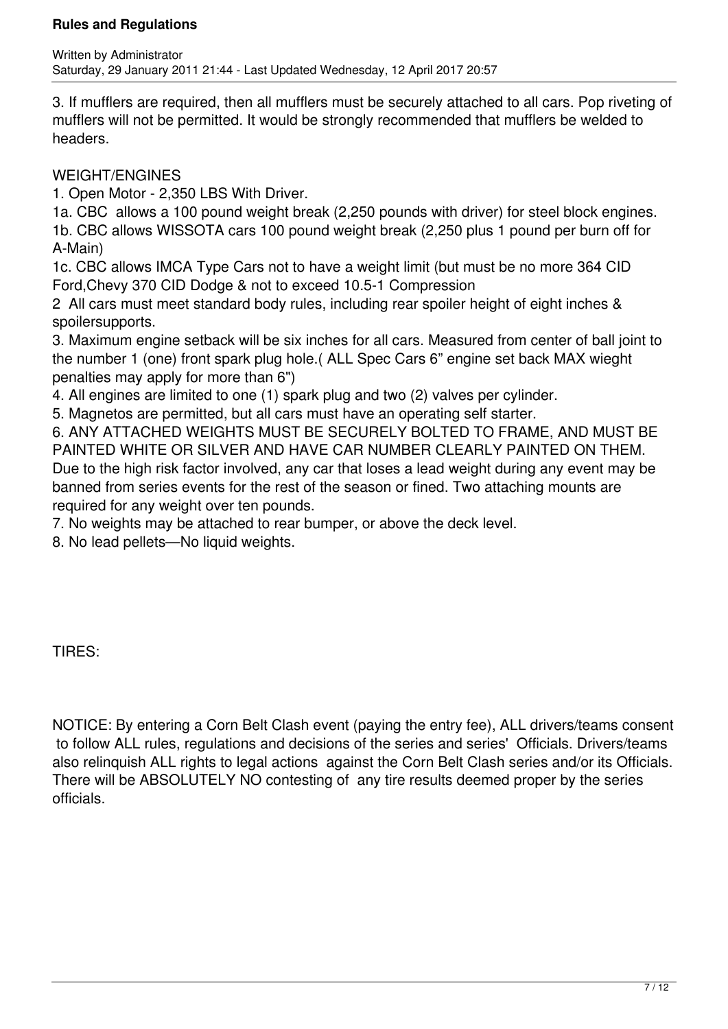3. If mufflers are required, then all mufflers must be securely attached to all cars. Pop riveting of mufflers will not be permitted. It would be strongly recommended that mufflers be welded to headers.

WEIGHT/ENGINES

1. Open Motor - 2,350 LBS With Driver.

1a. CBC allows a 100 pound weight break (2,250 pounds with driver) for steel block engines.

1b. CBC allows WISSOTA cars 100 pound weight break (2,250 plus 1 pound per burn off for A-Main)

1c. CBC allows IMCA Type Cars not to have a weight limit (but must be no more 364 CID Ford,Chevy 370 CID Dodge & not to exceed 10.5-1 Compression

2 All cars must meet standard body rules, including rear spoiler height of eight inches & spoilersupports.

3. Maximum engine setback will be six inches for all cars. Measured from center of ball joint to the number 1 (one) front spark plug hole.( ALL Spec Cars 6" engine set back MAX wieght penalties may apply for more than 6")

4. All engines are limited to one (1) spark plug and two (2) valves per cylinder.

5. Magnetos are permitted, but all cars must have an operating self starter.

6. ANY ATTACHED WEIGHTS MUST BE SECURELY BOLTED TO FRAME, AND MUST BE PAINTED WHITE OR SILVER AND HAVE CAR NUMBER CLEARLY PAINTED ON THEM. Due to the high risk factor involved, any car that loses a lead weight during any event may be banned from series events for the rest of the season or fined. Two attaching mounts are required for any weight over ten pounds.

7. No weights may be attached to rear bumper, or above the deck level.

8. No lead pellets—No liquid weights.

TIRES:

NOTICE: By entering a Corn Belt Clash event (paying the entry fee), ALL drivers/teams consent to follow ALL rules, regulations and decisions of the series and series' Officials. Drivers/teams also relinquish ALL rights to legal actions against the Corn Belt Clash series and/or its Officials. There will be ABSOLUTELY NO contesting of any tire results deemed proper by the series officials.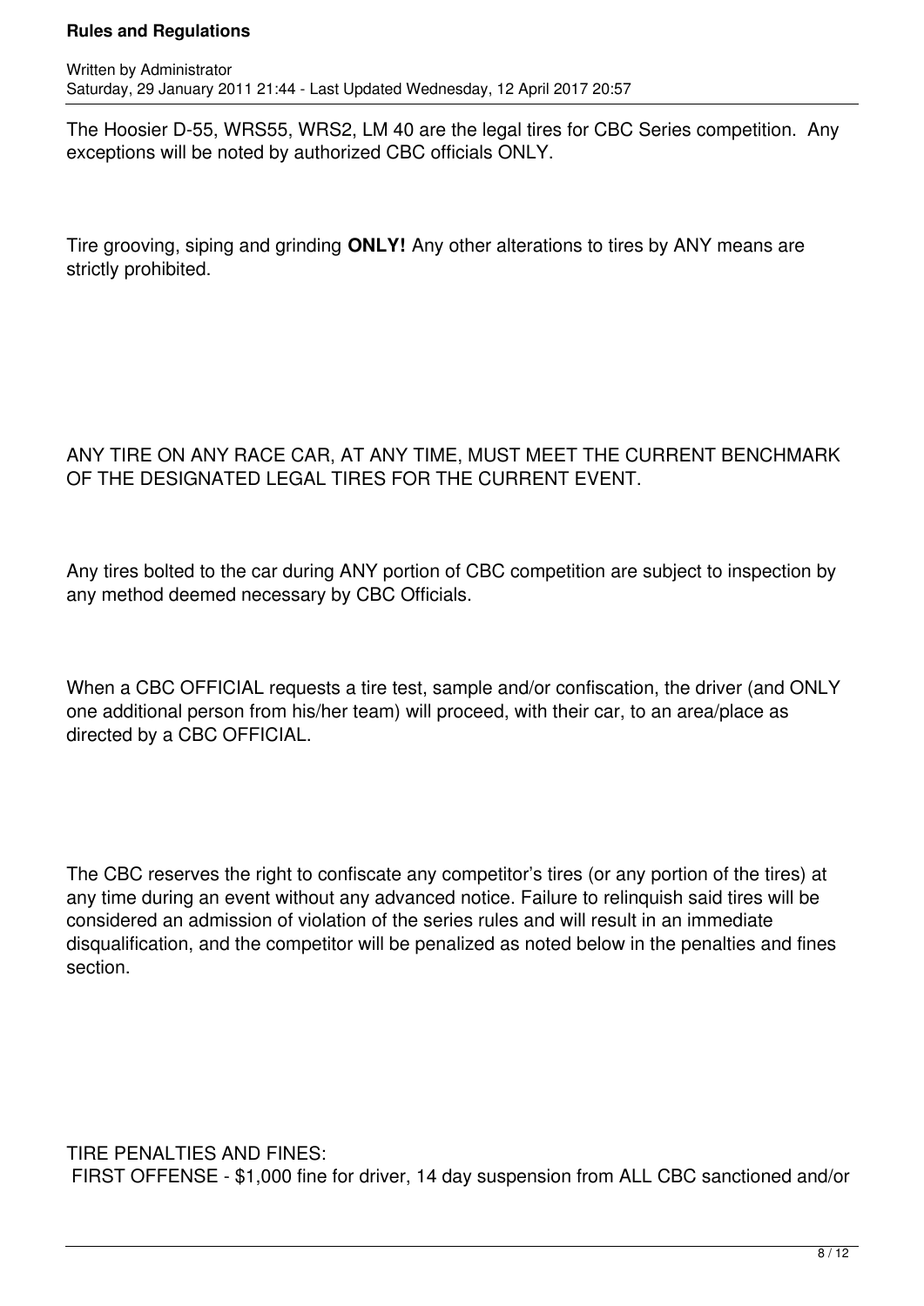The Hoosier D-55, WRS55, WRS2, LM 40 are the legal tires for CBC Series competition. Any exceptions will be noted by authorized CBC officials ONLY.

Tire grooving, siping and grinding **ONLY!** Any other alterations to tires by ANY means are strictly prohibited.

ANY TIRE ON ANY RACE CAR, AT ANY TIME, MUST MEET THE CURRENT BENCHMARK OF THE DESIGNATED LEGAL TIRES FOR THE CURRENT EVENT.

Any tires bolted to the car during ANY portion of CBC competition are subject to inspection by any method deemed necessary by CBC Officials.

When a CBC OFFICIAL requests a tire test, sample and/or confiscation, the driver (and ONLY one additional person from his/her team) will proceed, with their car, to an area/place as directed by a CBC OFFICIAL.

The CBC reserves the right to confiscate any competitor's tires (or any portion of the tires) at any time during an event without any advanced notice. Failure to relinquish said tires will be considered an admission of violation of the series rules and will result in an immediate disqualification, and the competitor will be penalized as noted below in the penalties and fines section.

TIRE PENALTIES AND FINES:

FIRST OFFENSE - $1,000 fine for driver, 14 day suspension from ALL CBC sanctioned and/or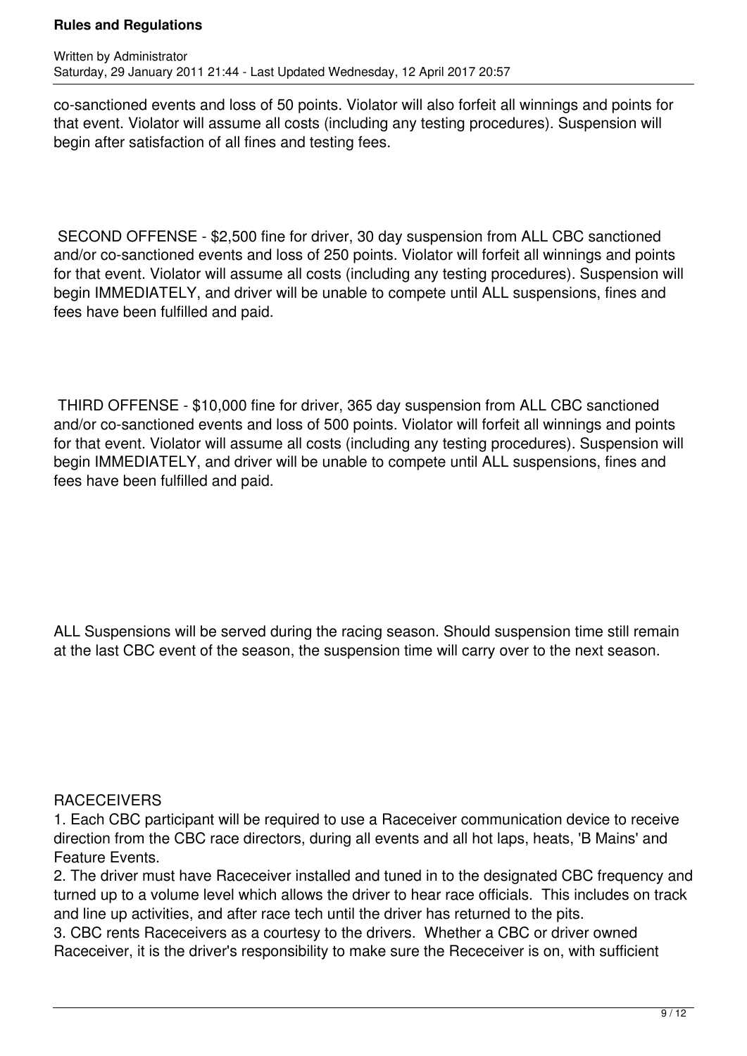co-sanctioned events and loss of 50 points. Violator will also forfeit all winnings and points for that event. Violator will assume all costs (including any testing procedures). Suspension will begin after satisfaction of all fines and testing fees.

SECOND OFFENSE - $2,500 fine for driver, 30 day suspension from ALL CBC sanctioned and/or co-sanctioned events and loss of 250 points. Violator will forfeit all winnings and points for that event. Violator will assume all costs (including any testing procedures). Suspension will begin IMMEDIATELY, and driver will be unable to compete until ALL suspensions, fines and fees have been fulfilled and paid.

THIRD OFFENSE - $10,000 fine for driver, 365 day suspension from ALL CBC sanctioned and/or co-sanctioned events and loss of 500 points. Violator will forfeit all winnings and points for that event. Violator will assume all costs (including any testing procedures). Suspension will begin IMMEDIATELY, and driver will be unable to compete until ALL suspensions, fines and fees have been fulfilled and paid.

ALL Suspensions will be served during the racing season. Should suspension time still remain at the last CBC event of the season, the suspension time will carry over to the next season.

RACECEIVERS

1. Each CBC participant will be required to use a Raceceiver communication device to receive direction from the CBC race directors, during all events and all hot laps, heats, 'B Mains' and Feature Events.
2. The driver must have Raceceiver installed and tuned in to the designated CBC frequency and turned up to a volume level which allows the driver to hear race officials. This includes on track and line up activities, and after race tech until the driver has returned to the pits.
3. CBC rents Raceceivers as a courtesy to the drivers. Whether a CBC or driver owned Raceceiver, it is the driver's responsibility to make sure the Receceiver is on, with sufficient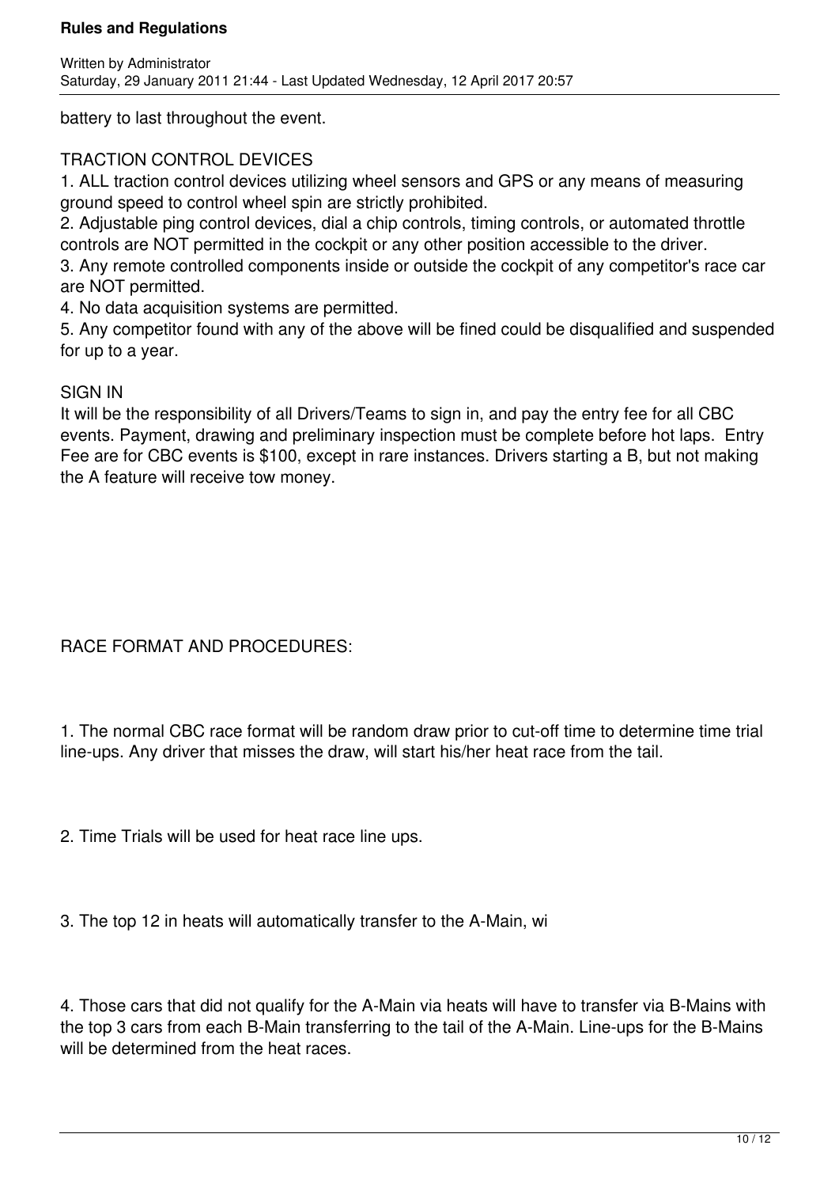battery to last throughout the event.

## TRACTION CONTROL DEVICES

1. ALL traction control devices utilizing wheel sensors and GPS or any means of measuring ground speed to control wheel spin are strictly prohibited.
2. Adjustable ping control devices, dial a chip controls, timing controls, or automated throttle controls are NOT permitted in the cockpit or any other position accessible to the driver.
3. Any remote controlled components inside or outside the cockpit of any competitor's race car are NOT permitted.
4. No data acquisition systems are permitted.
5. Any competitor found with any of the above will be fined could be disqualified and suspended for up to a year.

## SIGN IN

It will be the responsibility of all Drivers/Teams to sign in, and pay the entry fee for all CBC events. Payment, drawing and preliminary inspection must be complete before hot laps. Entry Fee are for CBC events is $100, except in rare instances. Drivers starting a B, but not making the A feature will receive tow money.

## RACE FORMAT AND PROCEDURES:

1. The normal CBC race format will be random draw prior to cut-off time to determine time trial line-ups. Any driver that misses the draw, will start his/her heat race from the tail.

2. Time Trials will be used for heat race line ups.

3. The top 12 in heats will automatically transfer to the A-Main, wi

4. Those cars that did not qualify for the A-Main via heats will have to transfer via B-Mains with the top 3 cars from each B-Main transferring to the tail of the A-Main. Line-ups for the B-Mains will be determined from the heat races.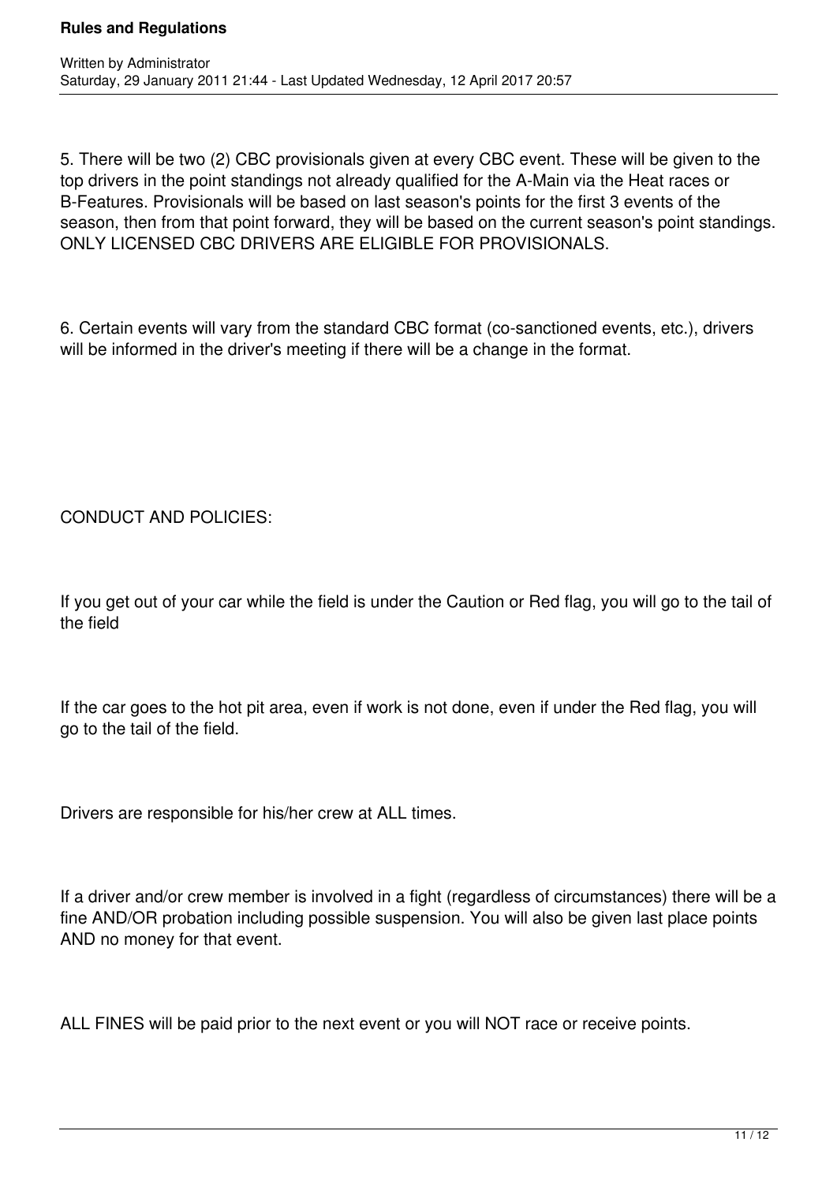5. There will be two (2) CBC provisionals given at every CBC event. These will be given to the top drivers in the point standings not already qualified for the A-Main via the Heat races or B-Features. Provisionals will be based on last season's points for the first 3 events of the season, then from that point forward, they will be based on the current season's point standings. ONLY LICENSED CBC DRIVERS ARE ELIGIBLE FOR PROVISIONALS.

6. Certain events will vary from the standard CBC format (co-sanctioned events, etc.), drivers will be informed in the driver's meeting if there will be a change in the format.

CONDUCT AND POLICIES:

If you get out of your car while the field is under the Caution or Red flag, you will go to the tail of the field

If the car goes to the hot pit area, even if work is not done, even if under the Red flag, you will go to the tail of the field.

Drivers are responsible for his/her crew at ALL times.

If a driver and/or crew member is involved in a fight (regardless of circumstances) there will be a fine AND/OR probation including possible suspension. You will also be given last place points AND no money for that event.

ALL FINES will be paid prior to the next event or you will NOT race or receive points.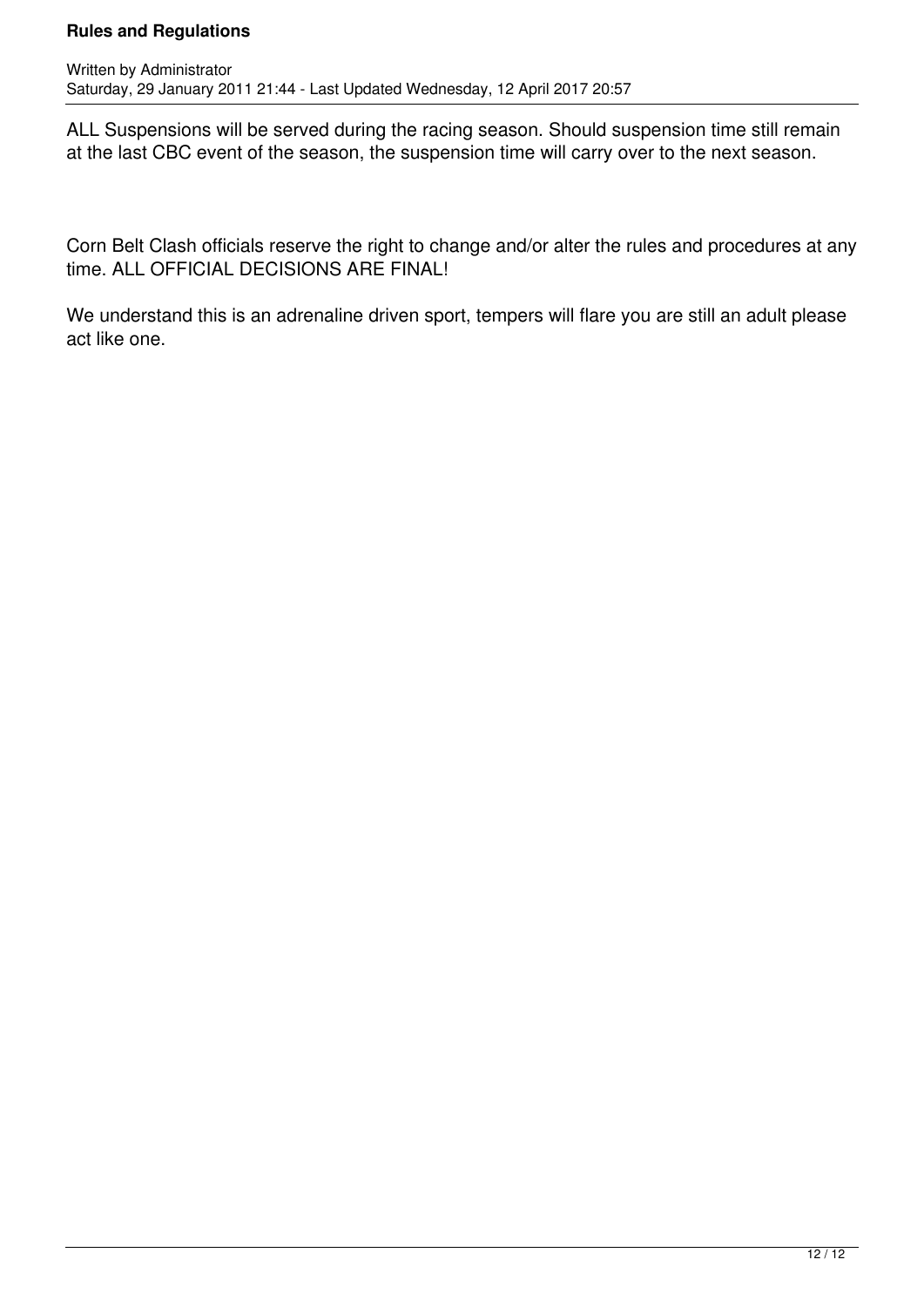ALL Suspensions will be served during the racing season. Should suspension time still remain at the last CBC event of the season, the suspension time will carry over to the next season.

Corn Belt Clash officials reserve the right to change and/or alter the rules and procedures at any time. ALL OFFICIAL DECISIONS ARE FINAL!

We understand this is an adrenaline driven sport, tempers will flare you are still an adult please act like one.